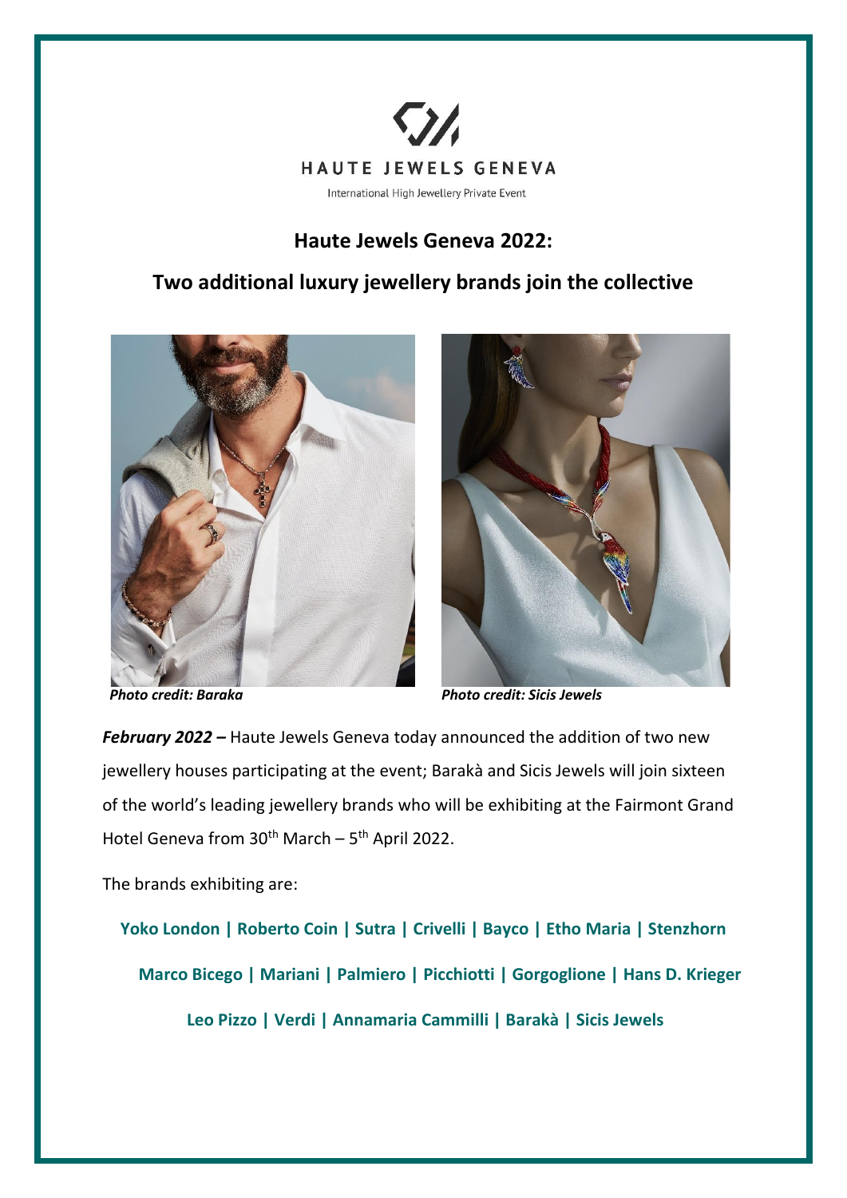HAUTE JEWELS GENEVA

International High Jewellery Private Event

## Haute Jewels Geneva 2022:

## Two additional luxury jewellery brands join the collective

***Photo credit: Baraka***

***Photo credit: Sicis Jewels***

***February 2022 –*** Haute Jewels Geneva today announced the addition of two new jewellery houses participating at the event; Barakà and Sicis Jewels will join sixteen of the world's leading jewellery brands who will be exhibiting at the Fairmont Grand Hotel Geneva from 30th March – 5th April 2022.

The brands exhibiting are:

**Yoko London | Roberto Coin | Sutra | Crivelli | Bayco | Etho Maria | Stenzhorn**

**Marco Bicego | Mariani | Palmiero | Picchiotti | Gorgoglione | Hans D. Krieger**

**Leo Pizzo | Verdi | Annamaria Cammilli | Barakà | Sicis Jewels**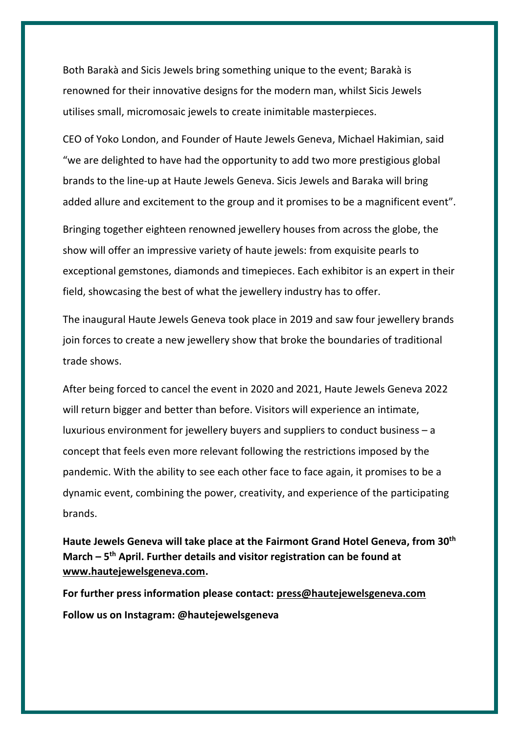Both Barakà and Sicis Jewels bring something unique to the event; Barakà is renowned for their innovative designs for the modern man, whilst Sicis Jewels utilises small, micromosaic jewels to create inimitable masterpieces.

CEO of Yoko London, and Founder of Haute Jewels Geneva, Michael Hakimian, said "we are delighted to have had the opportunity to add two more prestigious global brands to the line-up at Haute Jewels Geneva. Sicis Jewels and Baraka will bring added allure and excitement to the group and it promises to be a magnificent event".

Bringing together eighteen renowned jewellery houses from across the globe, the show will offer an impressive variety of haute jewels: from exquisite pearls to exceptional gemstones, diamonds and timepieces. Each exhibitor is an expert in their field, showcasing the best of what the jewellery industry has to offer.

The inaugural Haute Jewels Geneva took place in 2019 and saw four jewellery brands join forces to create a new jewellery show that broke the boundaries of traditional trade shows.

After being forced to cancel the event in 2020 and 2021, Haute Jewels Geneva 2022 will return bigger and better than before. Visitors will experience an intimate, luxurious environment for jewellery buyers and suppliers to conduct business – a concept that feels even more relevant following the restrictions imposed by the pandemic. With the ability to see each other face to face again, it promises to be a dynamic event, combining the power, creativity, and experience of the participating brands.

**Haute Jewels Geneva will take place at the Fairmont Grand Hotel Geneva, from 30th March – 5th April. Further details and visitor registration can be found at www.hautejewelsgeneva.com.**

**For further press information please contact: press@hautejewelsgeneva.com**

**Follow us on Instagram: @hautejewelsgeneva**